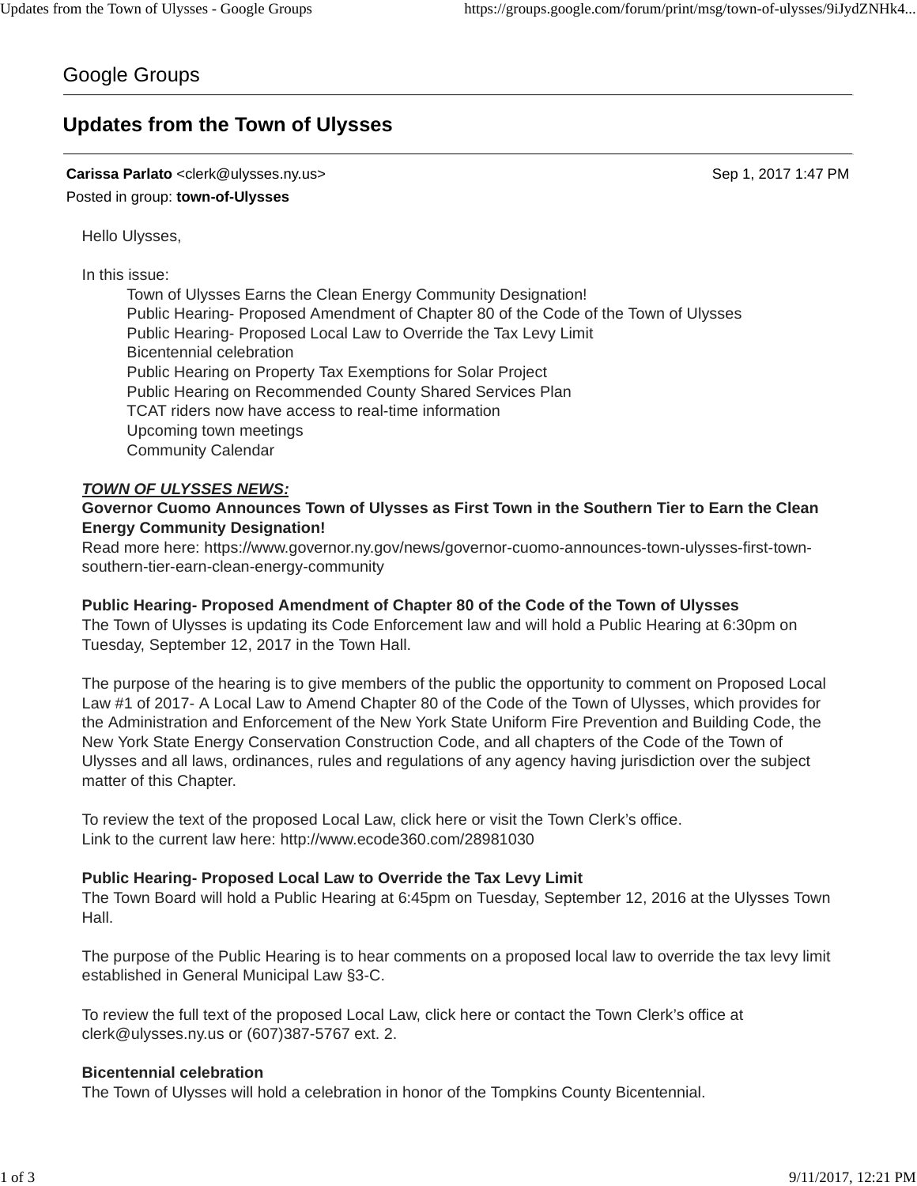Google Groups

# Updates from the Town of Ulysses

**Carissa Parlato** <clerk@ulysses.ny.us> Sep 1, 2017 1:47 PM

Posted in group: **town-of-Ulysses**

Hello Ulysses,

In this issue:

- Town of Ulysses Earns the Clean Energy Community Designation!
- Public Hearing- Proposed Amendment of Chapter 80 of the Code of the Town of Ulysses
- Public Hearing- Proposed Local Law to Override the Tax Levy Limit
- Bicentennial celebration
- Public Hearing on Property Tax Exemptions for Solar Project
- Public Hearing on Recommended County Shared Services Plan
- TCAT riders now have access to real-time information
- Upcoming town meetings
- Community Calendar

***TOWN OF ULYSSES NEWS:***

**Governor Cuomo Announces Town of Ulysses as First Town in the Southern Tier to Earn the Clean Energy Community Designation!**

Read more here: https://www.governor.ny.gov/news/governor-cuomo-announces-town-ulysses-first-town-southern-tier-earn-clean-energy-community

**Public Hearing- Proposed Amendment of Chapter 80 of the Code of the Town of Ulysses**

The Town of Ulysses is updating its Code Enforcement law and will hold a Public Hearing at 6:30pm on Tuesday, September 12, 2017 in the Town Hall.

The purpose of the hearing is to give members of the public the opportunity to comment on Proposed Local Law #1 of 2017- A Local Law to Amend Chapter 80 of the Code of the Town of Ulysses, which provides for the Administration and Enforcement of the New York State Uniform Fire Prevention and Building Code, the New York State Energy Conservation Construction Code, and all chapters of the Code of the Town of Ulysses and all laws, ordinances, rules and regulations of any agency having jurisdiction over the subject matter of this Chapter.

To review the text of the proposed Local Law, click here or visit the Town Clerk's office.
Link to the current law here: http://www.ecode360.com/28981030

**Public Hearing- Proposed Local Law to Override the Tax Levy Limit**

The Town Board will hold a Public Hearing at 6:45pm on Tuesday, September 12, 2016 at the Ulysses Town Hall.

The purpose of the Public Hearing is to hear comments on a proposed local law to override the tax levy limit established in General Municipal Law §3-C.

To review the full text of the proposed Local Law, click here or contact the Town Clerk's office at clerk@ulysses.ny.us or (607)387-5767 ext. 2.

**Bicentennial celebration**

The Town of Ulysses will hold a celebration in honor of the Tompkins County Bicentennial.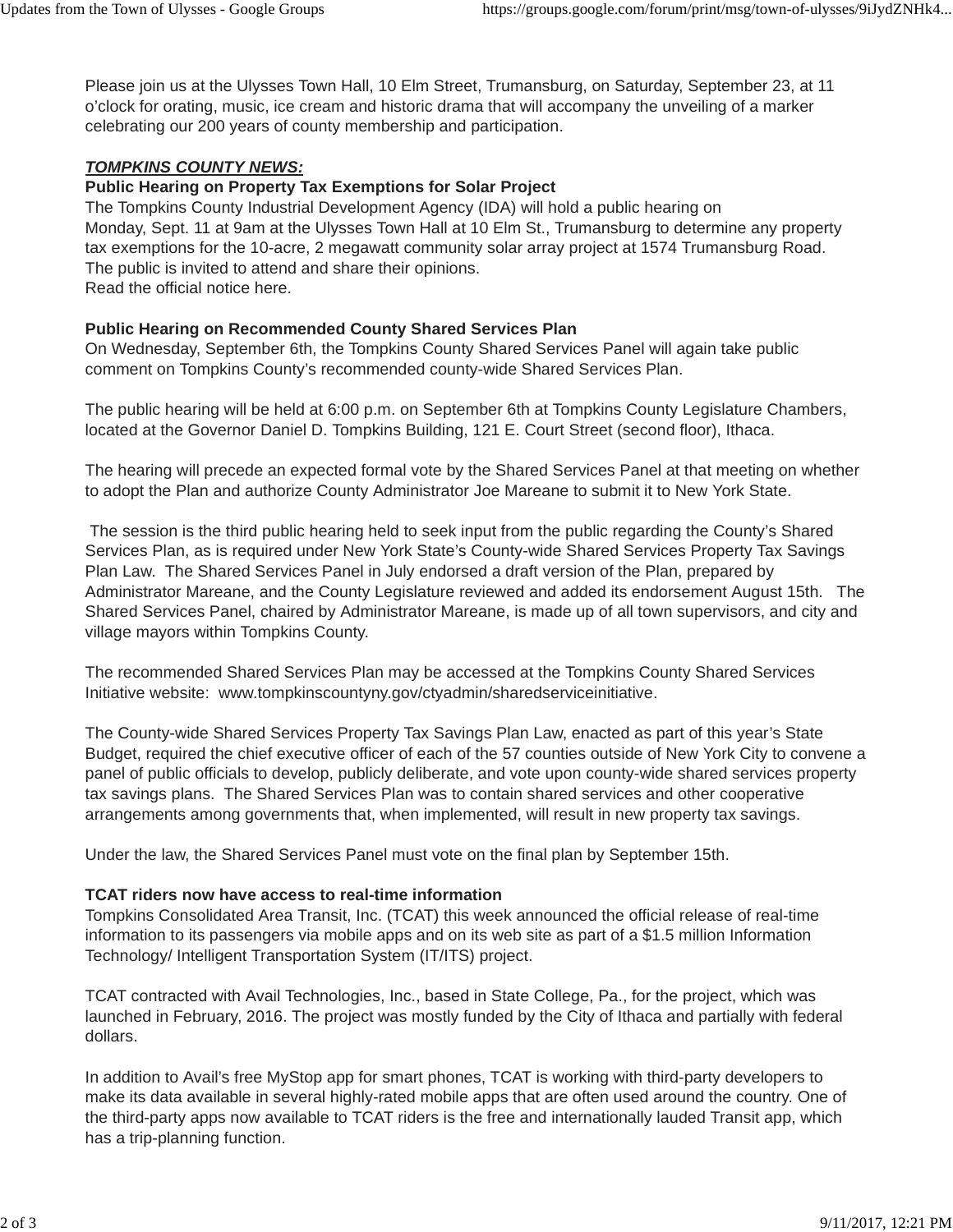Please join us at the Ulysses Town Hall, 10 Elm Street, Trumansburg, on Saturday, September 23, at 11 o'clock for orating, music, ice cream and historic drama that will accompany the unveiling of a marker celebrating our 200 years of county membership and participation.

***TOMPKINS COUNTY NEWS:***

**Public Hearing on Property Tax Exemptions for Solar Project**

The Tompkins County Industrial Development Agency (IDA) will hold a public hearing on Monday, Sept. 11 at 9am at the Ulysses Town Hall at 10 Elm St., Trumansburg to determine any property tax exemptions for the 10-acre, 2 megawatt community solar array project at 1574 Trumansburg Road. The public is invited to attend and share their opinions.

Read the official notice here.

**Public Hearing on Recommended County Shared Services Plan**

On Wednesday, September 6th, the Tompkins County Shared Services Panel will again take public comment on Tompkins County's recommended county-wide Shared Services Plan.

The public hearing will be held at 6:00 p.m. on September 6th at Tompkins County Legislature Chambers, located at the Governor Daniel D. Tompkins Building, 121 E. Court Street (second floor), Ithaca.

The hearing will precede an expected formal vote by the Shared Services Panel at that meeting on whether to adopt the Plan and authorize County Administrator Joe Mareane to submit it to New York State.

The session is the third public hearing held to seek input from the public regarding the County's Shared Services Plan, as is required under New York State's County-wide Shared Services Property Tax Savings Plan Law. The Shared Services Panel in July endorsed a draft version of the Plan, prepared by Administrator Mareane, and the County Legislature reviewed and added its endorsement August 15th. The Shared Services Panel, chaired by Administrator Mareane, is made up of all town supervisors, and city and village mayors within Tompkins County.

The recommended Shared Services Plan may be accessed at the Tompkins County Shared Services Initiative website: www.tompkinscountyny.gov/ctyadmin/sharedserviceinitiative.

The County-wide Shared Services Property Tax Savings Plan Law, enacted as part of this year's State Budget, required the chief executive officer of each of the 57 counties outside of New York City to convene a panel of public officials to develop, publicly deliberate, and vote upon county-wide shared services property tax savings plans. The Shared Services Plan was to contain shared services and other cooperative arrangements among governments that, when implemented, will result in new property tax savings.

Under the law, the Shared Services Panel must vote on the final plan by September 15th.

**TCAT riders now have access to real-time information**

Tompkins Consolidated Area Transit, Inc. (TCAT) this week announced the official release of real-time information to its passengers via mobile apps and on its web site as part of a $1.5 million Information Technology/ Intelligent Transportation System (IT/ITS) project.

TCAT contracted with Avail Technologies, Inc., based in State College, Pa., for the project, which was launched in February, 2016. The project was mostly funded by the City of Ithaca and partially with federal dollars.

In addition to Avail's free MyStop app for smart phones, TCAT is working with third-party developers to make its data available in several highly-rated mobile apps that are often used around the country. One of the third-party apps now available to TCAT riders is the free and internationally lauded Transit app, which has a trip-planning function.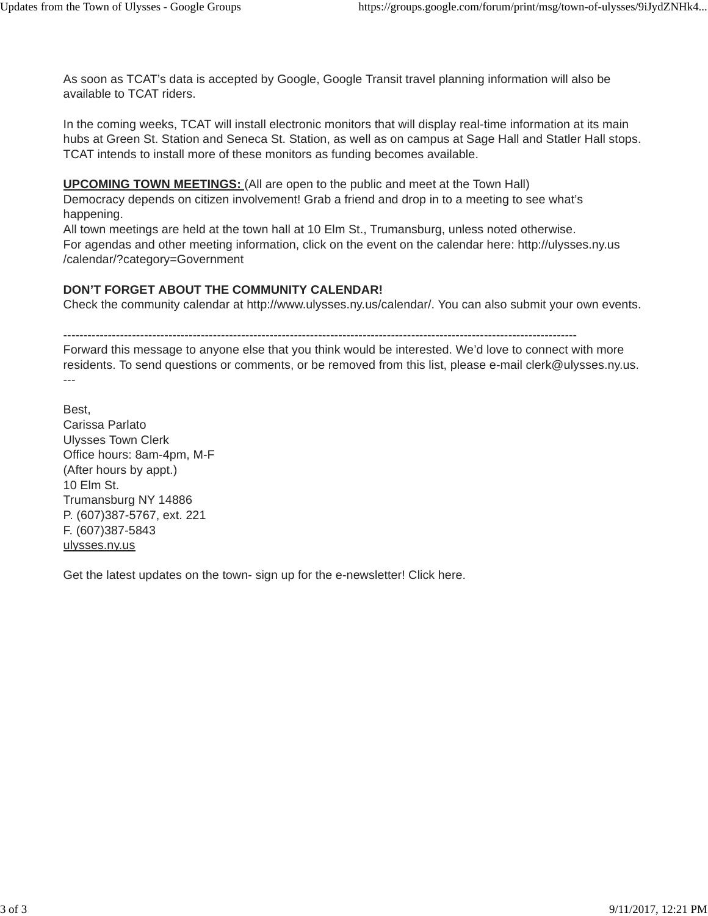As soon as TCAT's data is accepted by Google, Google Transit travel planning information will also be available to TCAT riders.

In the coming weeks, TCAT will install electronic monitors that will display real-time information at its main hubs at Green St. Station and Seneca St. Station, as well as on campus at Sage Hall and Statler Hall stops. TCAT intends to install more of these monitors as funding becomes available.

**UPCOMING TOWN MEETINGS:** (All are open to the public and meet at the Town Hall)
Democracy depends on citizen involvement! Grab a friend and drop in to a meeting to see what's happening.
All town meetings are held at the town hall at 10 Elm St., Trumansburg, unless noted otherwise.
For agendas and other meeting information, click on the event on the calendar here: http://ulysses.ny.us/calendar/?category=Government

**DON'T FORGET ABOUT THE COMMUNITY CALENDAR!**
Check the community calendar at http://www.ulysses.ny.us/calendar/. You can also submit your own events.

--------------------------------------------------------------------------------------------------------------------------------
Forward this message to anyone else that you think would be interested. We'd love to connect with more residents. To send questions or comments, or be removed from this list, please e-mail clerk@ulysses.ny.us.
---

Best,
Carissa Parlato
Ulysses Town Clerk
Office hours: 8am-4pm, M-F
(After hours by appt.)
10 Elm St.
Trumansburg NY 14886
P. (607)387-5767, ext. 221
F. (607)387-5843
ulysses.ny.us

Get the latest updates on the town- sign up for the e-newsletter! Click here.